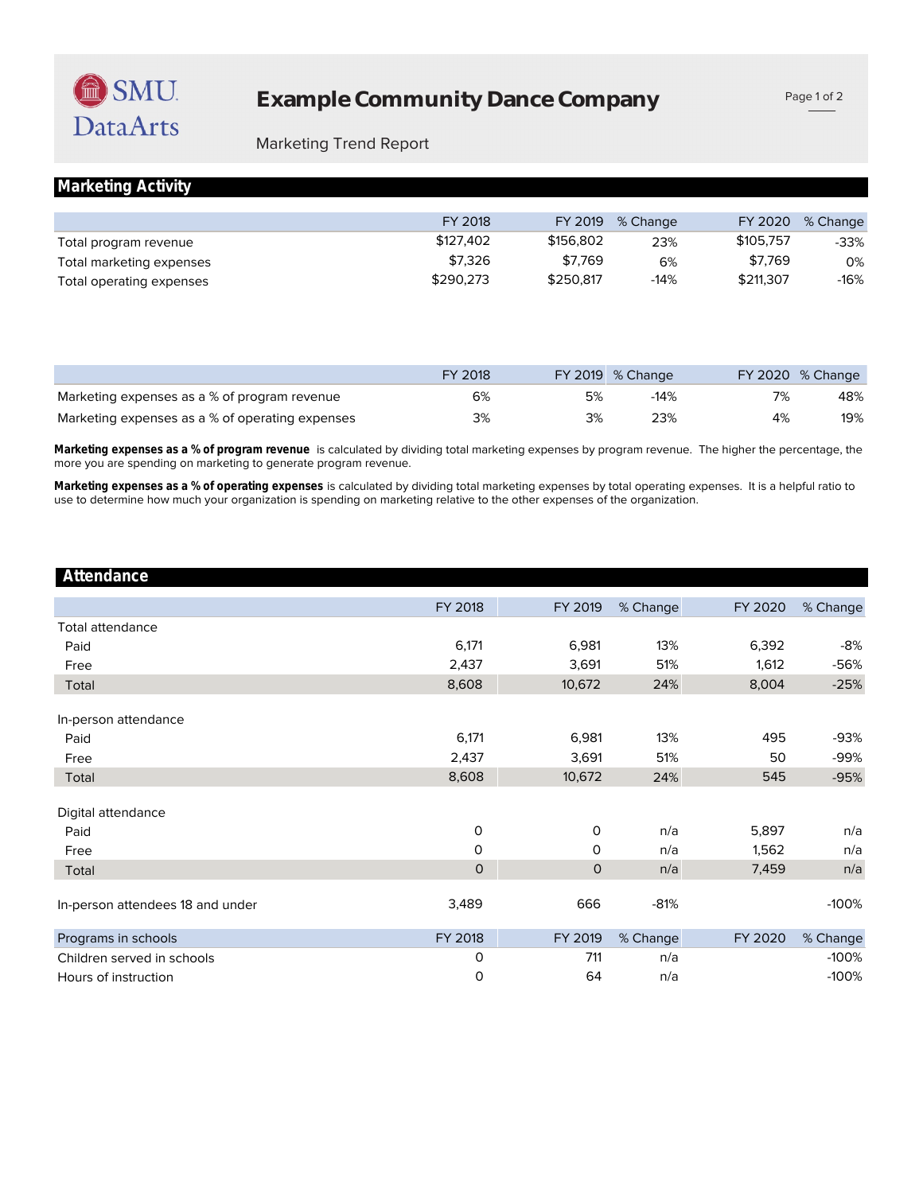# Example Community Dance Company

Marketing Trend Report

## Marketing Activity

| | FY 2018 | FY 2019 | % Change | FY 2020 | % Change |
|---|---|---|---|---|---|
| Total program revenue | $127,402 | $156,802 | 23% | $105,757 | -33% |
| Total marketing expenses | $7,326 | $7,769 | 6% | $7,769 | 0% |
| Total operating expenses | $290,273 | $250,817 | -14% | $211,307 | -16% |

| | FY 2018 | FY 2019 | % Change | FY 2020 | % Change |
|---|---|---|---|---|---|
| Marketing expenses as a % of program revenue | 6% | 5% | -14% | 7% | 48% |
| Marketing expenses as a % of operating expenses | 3% | 3% | 23% | 4% | 19% |

**Marketing expenses as a % of program revenue** is calculated by dividing total marketing expenses by program revenue. The higher the percentage, the more you are spending on marketing to generate program revenue.

**Marketing expenses as a % of operating expenses** is calculated by dividing total marketing expenses by total operating expenses. It is a helpful ratio to use to determine how much your organization is spending on marketing relative to the other expenses of the organization.

## Attendance

| | FY 2018 | FY 2019 | % Change | FY 2020 | % Change |
|---|---|---|---|---|---|
| Total attendance | | | | | |
| Paid | 6,171 | 6,981 | 13% | 6,392 | -8% |
| Free | 2,437 | 3,691 | 51% | 1,612 | -56% |
| Total | 8,608 | 10,672 | 24% | 8,004 | -25% |
| In-person attendance | | | | | |
| Paid | 6,171 | 6,981 | 13% | 495 | -93% |
| Free | 2,437 | 3,691 | 51% | 50 | -99% |
| Total | 8,608 | 10,672 | 24% | 545 | -95% |
| Digital attendance | | | | | |
| Paid | 0 | 0 | n/a | 5,897 | n/a |
| Free | 0 | 0 | n/a | 1,562 | n/a |
| Total | 0 | 0 | n/a | 7,459 | n/a |
| In-person attendees 18 and under | 3,489 | 666 | -81% | | -100% |

| Programs in schools | FY 2018 | FY 2019 | % Change | FY 2020 | % Change |
|---|---|---|---|---|---|
| Children served in schools | 0 | 711 | n/a | | -100% |
| Hours of instruction | 0 | 64 | n/a | | -100% |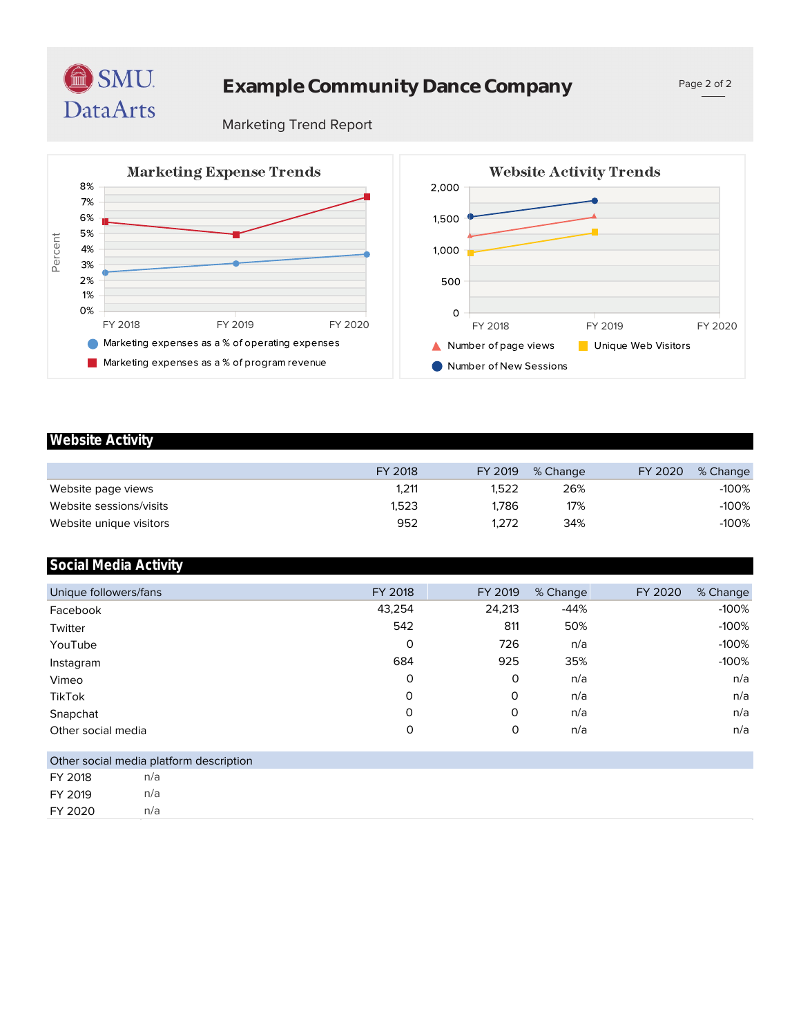# Example Community Dance Company

Marketing Trend Report

## Marketing Expense Trends

8%
7%
6%
5%
4%
3%
2%
1%
0%

Percent

FY 2018 FY 2019 FY 2020

Marketing expenses as a % of operating expenses

Marketing expenses as a % of program revenue

## Website Activity Trends

2,000
1,500
1,000
500
0

FY 2018 FY 2019 FY 2020

Number of page views

Unique Web Visitors

Number of New Sessions

## Website Activity

| | FY 2018 | FY 2019 | % Change | FY 2020 | % Change |
|---|---|---|---|---|---|
| Website page views | 1,211 | 1,522 | 26% | | -100% |
| Website sessions/visits | 1,523 | 1,786 | 17% | | -100% |
| Website unique visitors | 952 | 1,272 | 34% | | -100% |

## Social Media Activity

| Unique followers/fans | FY 2018 | FY 2019 | % Change | FY 2020 | % Change |
|---|---|---|---|---|---|
| Facebook | 43,254 | 24,213 | -44% | | -100% |
| Twitter | 542 | 811 | 50% | | -100% |
| YouTube | 0 | 726 | n/a | | -100% |
| Instagram | 684 | 925 | 35% | | -100% |
| Vimeo | 0 | 0 | n/a | | n/a |
| TikTok | 0 | 0 | n/a | | n/a |
| Snapchat | 0 | 0 | n/a | | n/a |
| Other social media | 0 | 0 | n/a | | n/a |

| Other social media platform description | |
|---|---|
| FY 2018 | n/a |
| FY 2019 | n/a |
| FY 2020 | n/a |